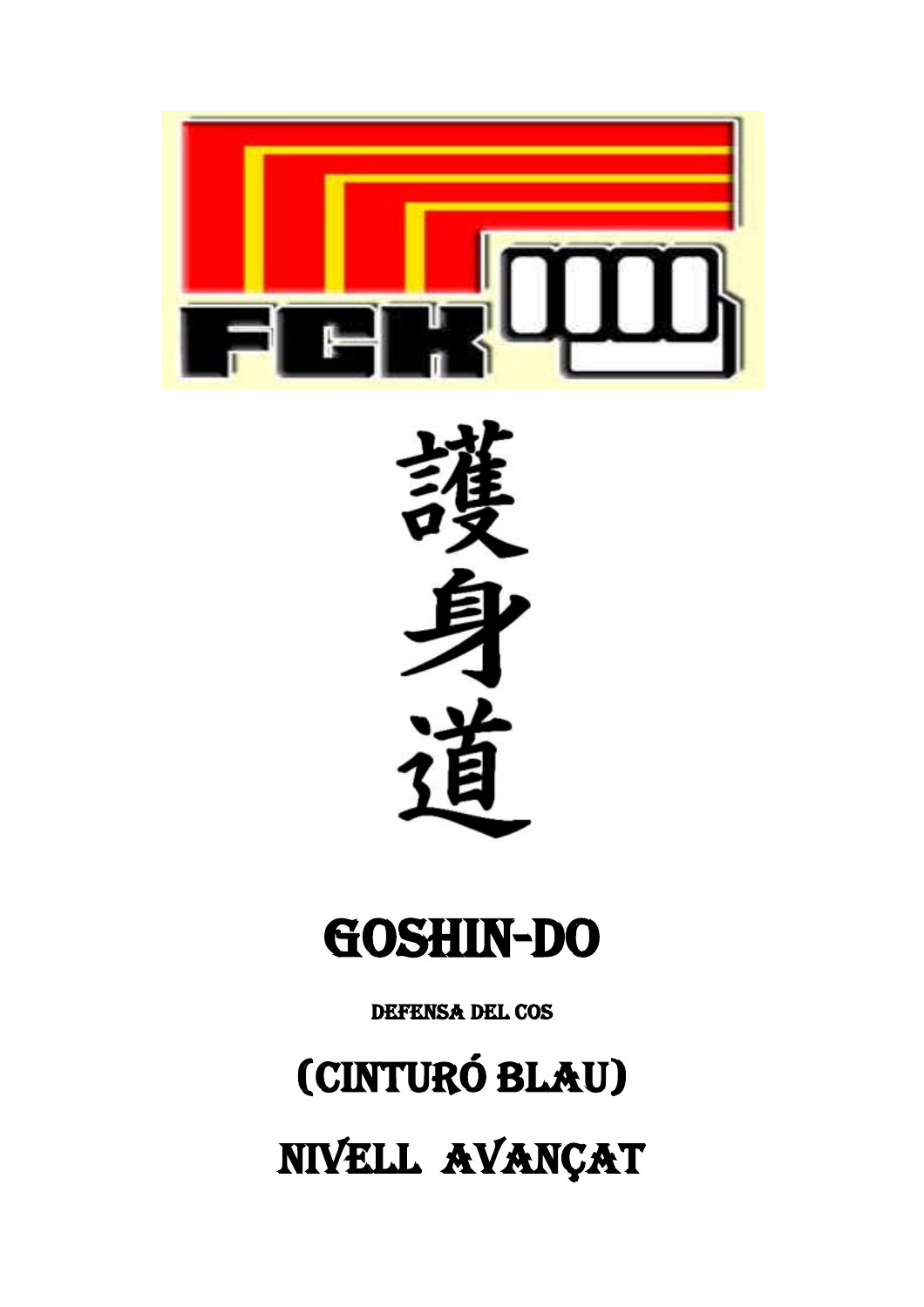FCK

護身道

# GOSHIN-DO

DEFENSA DEL COS

## (CINTURÓ BLAU)

## NIVELL AVANÇAT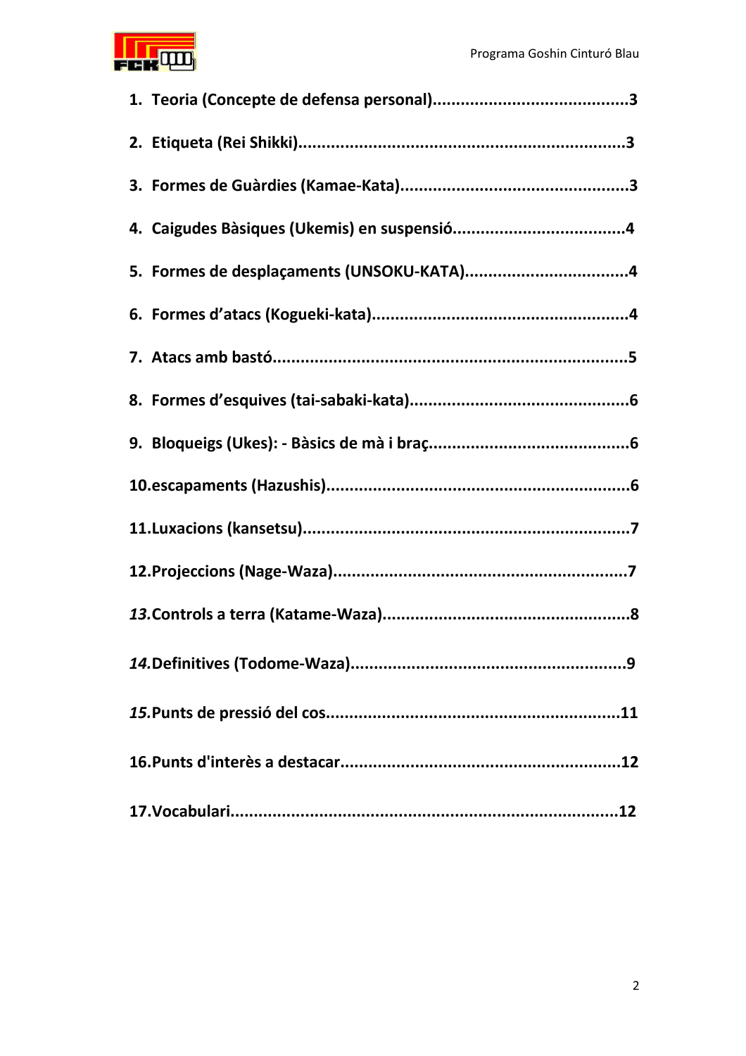1. **Teoria (Concepte de defensa personal)..........................................3**
2. **Etiqueta (Rei Shikki)....................................................................3**
3. **Formes de Guàrdies (Kamae-Kata)................................................3**
4. **Caigudes Bàsiques (Ukemis) en suspensió....................................4**
5. **Formes de desplaçaments (UNSOKU-KATA)..................................4**
6. **Formes d'atacs (Kogueki-kata)......................................................4**
7. **Atacs amb bastó...........................................................................5**
8. **Formes d'esquives (tai-sabaki-kata)..............................................6**
9. **Bloqueigs (Ukes): - Bàsics de mà i braç..........................................6**
10. **escapaments (Hazushis)...............................................................6**
11. **Luxacions (kansetsu)....................................................................7**
12. **Projeccions (Nage-Waza)..............................................................7**
13. **Controls a terra (Katame-Waza)....................................................8**
14. **Definitives (Todome-Waza)..........................................................9**
15. **Punts de pressió del cos..............................................................11**
16. **Punts d'interès a destacar...........................................................12**
17. **Vocabulari..................................................................................12**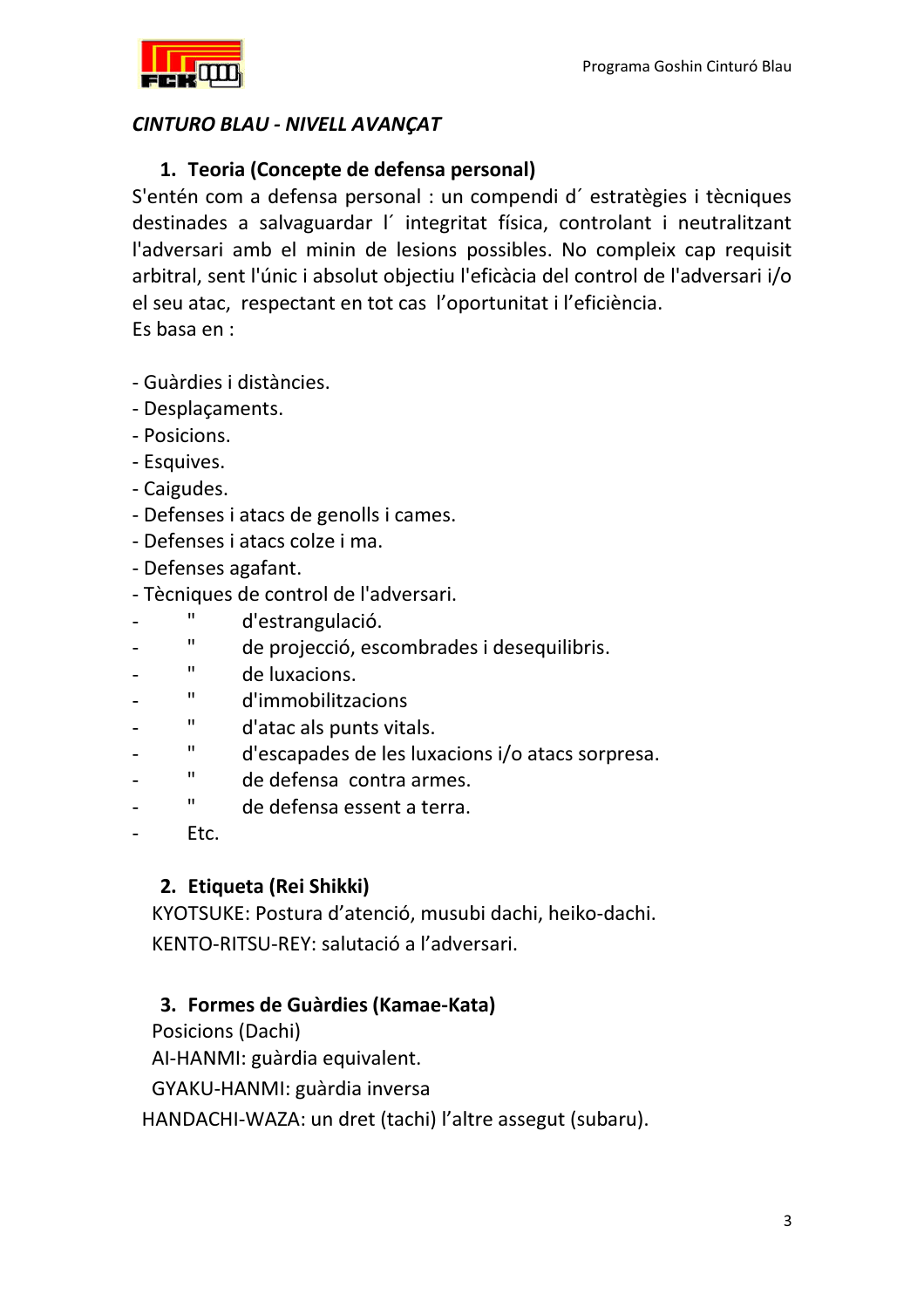***CINTURO BLAU - NIVELL AVANÇAT***

## 1. Teoria (Concepte de defensa personal)

S'entén com a defensa personal : un compendi d´ estratègies i tècniques destinades a salvaguardar l´ integritat física, controlant i neutralitzant l'adversari amb el minin de lesions possibles. No compleix cap requisit arbitral, sent l'únic i absolut objectiu l'eficàcia del control de l'adversari i/o el seu atac, respectant en tot cas l'oportunitat i l'eficiència.
Es basa en :

- Guàrdies i distàncies.
- Desplaçaments.
- Posicions.
- Esquives.
- Caigudes.
- Defenses i atacs de genolls i cames.
- Defenses i atacs colze i ma.
- Defenses agafant.
- Tècniques de control de l'adversari.
- " d'estrangulació.
- " de projecció, escombrades i desequilibris.
- " de luxacions.
- " d'immobilitzacions
- " d'atac als punts vitals.
- " d'escapades de les luxacions i/o atacs sorpresa.
- " de defensa contra armes.
- " de defensa essent a terra.
- Etc.

## 2. Etiqueta (Rei Shikki)

KYOTSUKE: Postura d'atenció, musubi dachi, heiko-dachi.
KENTO-RITSU-REY: salutació a l'adversari.

## 3. Formes de Guàrdies (Kamae-Kata)

Posicions (Dachi)
AI-HANMI: guàrdia equivalent.
GYAKU-HANMI: guàrdia inversa
HANDACHI-WAZA: un dret (tachi) l'altre assegut (subaru).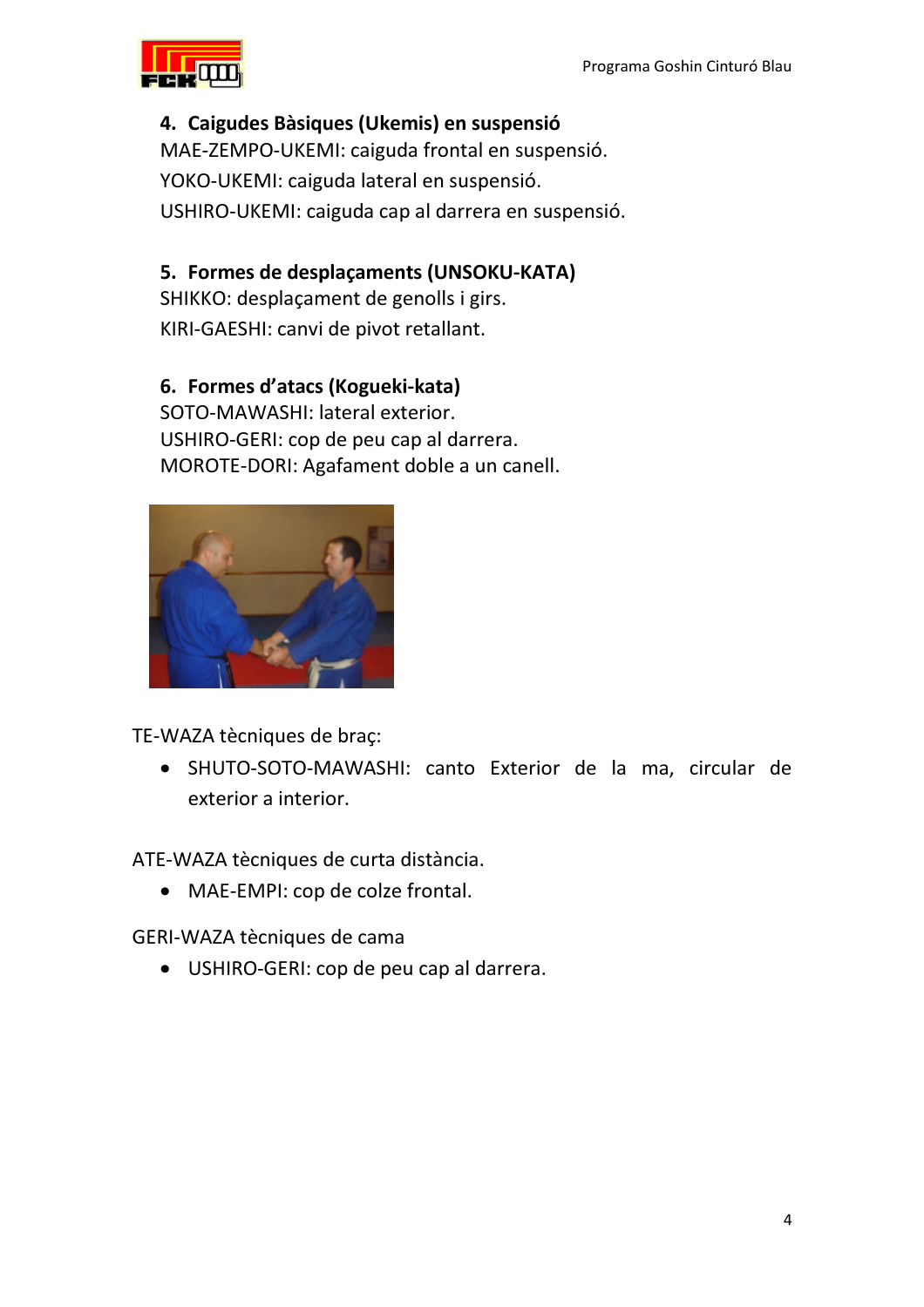### 4. Caigudes Bàsiques (Ukemis) en suspensió

MAE-ZEMPO-UKEMI: caiguda frontal en suspensió.

YOKO-UKEMI: caiguda lateral en suspensió.

USHIRO-UKEMI: caiguda cap al darrera en suspensió.

### 5. Formes de desplaçaments (UNSOKU-KATA)

SHIKKO: desplaçament de genolls i girs.

KIRI-GAESHI: canvi de pivot retallant.

### 6. Formes d'atacs (Kogueki-kata)

SOTO-MAWASHI: lateral exterior.

USHIRO-GERI: cop de peu cap al darrera.

MOROTE-DORI: Agafament doble a un canell.

TE-WAZA tècniques de braç:

- SHUTO-SOTO-MAWASHI: canto Exterior de la ma, circular de exterior a interior.

ATE-WAZA tècniques de curta distància.

- MAE-EMPI: cop de colze frontal.

GERI-WAZA tècniques de cama

- USHIRO-GERI: cop de peu cap al darrera.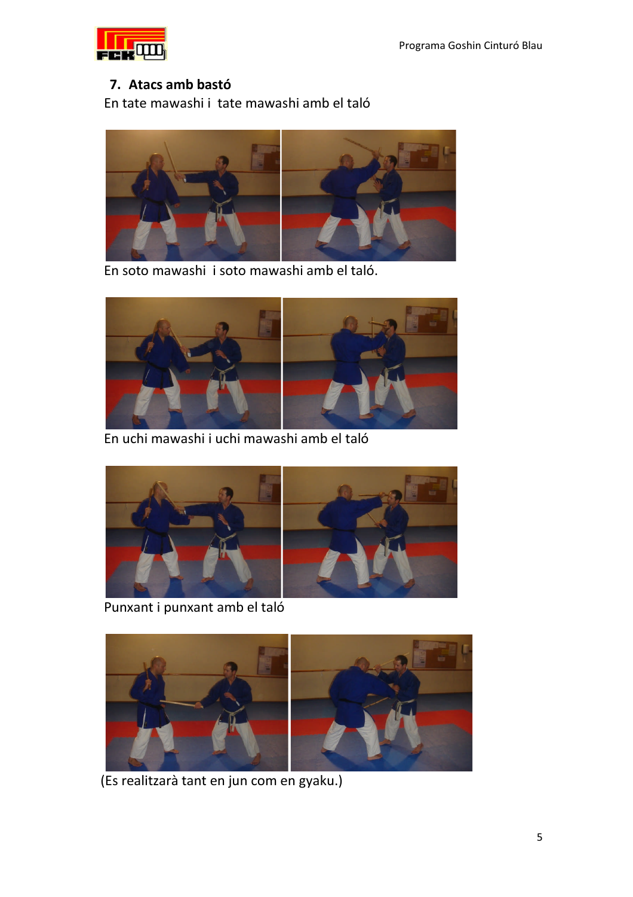## 7. Atacs amb bastó

En tate mawashi i tate mawashi amb el taló

En soto mawashi i soto mawashi amb el taló.

En uchi mawashi i uchi mawashi amb el taló

Punxant i punxant amb el taló

(Es realitzarà tant en jun com en gyaku.)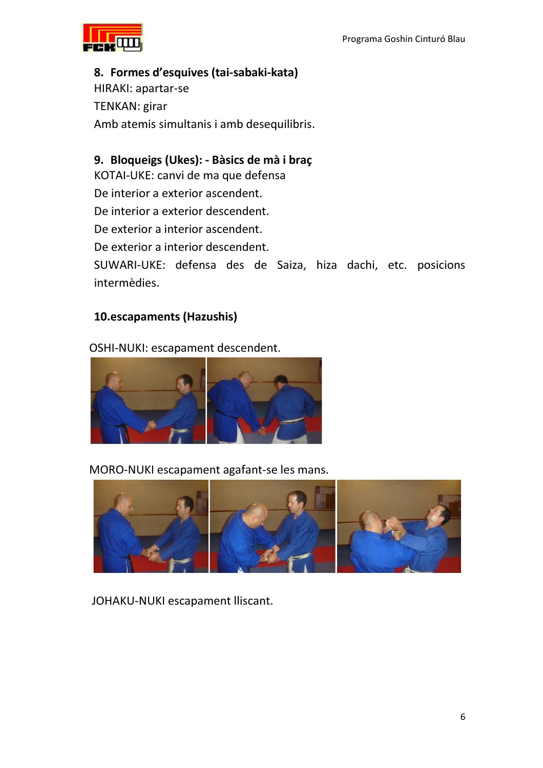## 8. Formes d'esquives (tai-sabaki-kata)

HIRAKI: apartar-se

TENKAN: girar

Amb atemis simultanis i amb desequilibris.

## 9. Bloqueigs (Ukes): - Bàsics de mà i braç

KOTAI-UKE: canvi de ma que defensa

De interior a exterior ascendent.

De interior a exterior descendent.

De exterior a interior ascendent.

De exterior a interior descendent.

SUWARI-UKE: defensa des de Saiza, hiza dachi, etc. posicions intermèdies.

## 10.escapaments (Hazushis)

OSHI-NUKI: escapament descendent.

MORO-NUKI escapament agafant-se les mans.

JOHAKU-NUKI escapament lliscant.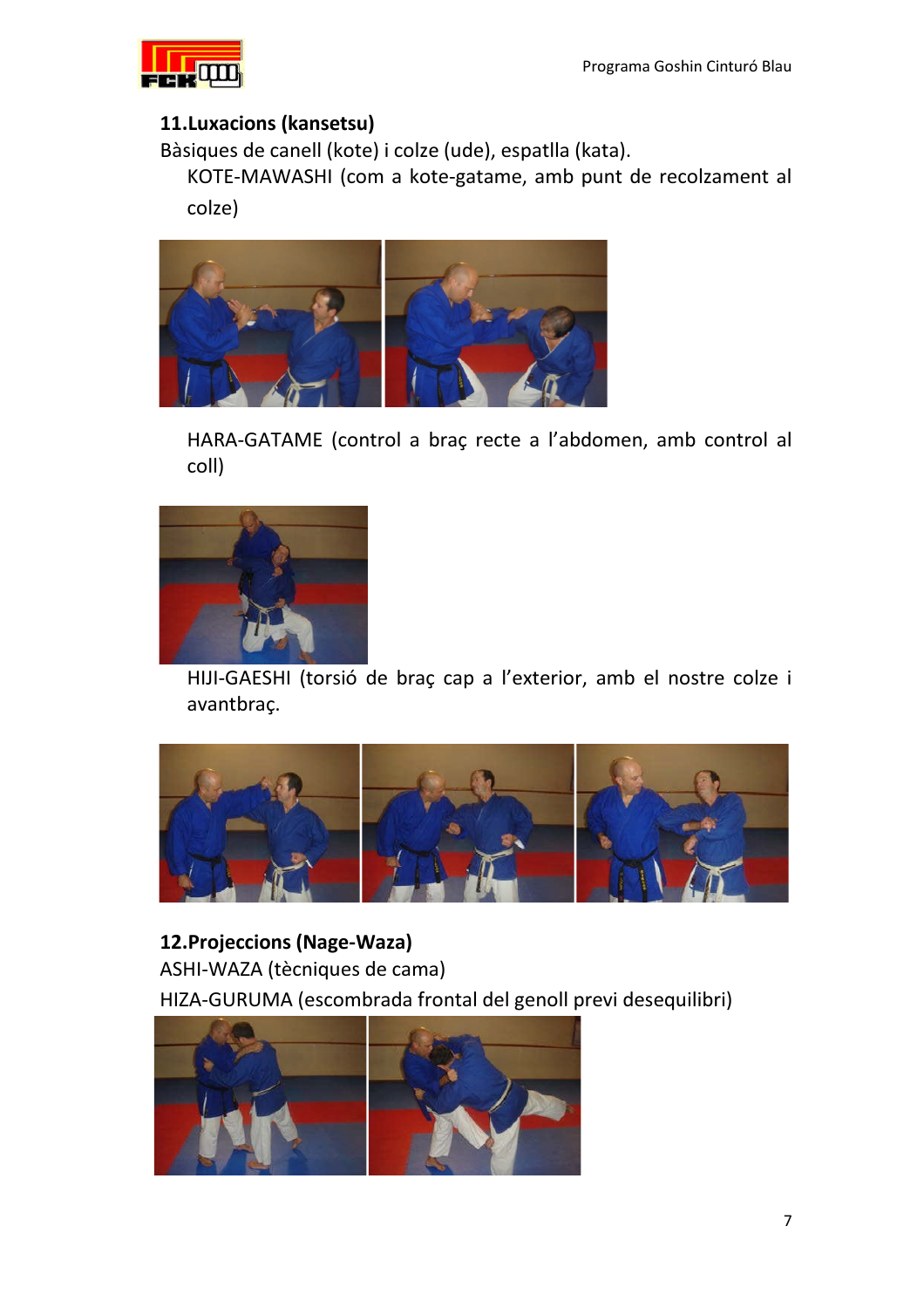## 11.Luxacions (kansetsu)

Bàsiques de canell (kote) i colze (ude), espatlla (kata).

KOTE-MAWASHI (com a kote-gatame, amb punt de recolzament al colze)

HARA-GATAME (control a braç recte a l'abdomen, amb control al coll)

HIJI-GAESHI (torsió de braç cap a l'exterior, amb el nostre colze i avantbraç.

## 12.Projeccions (Nage-Waza)

ASHI-WAZA (tècniques de cama)

HIZA-GURUMA (escombrada frontal del genoll previ desequilibri)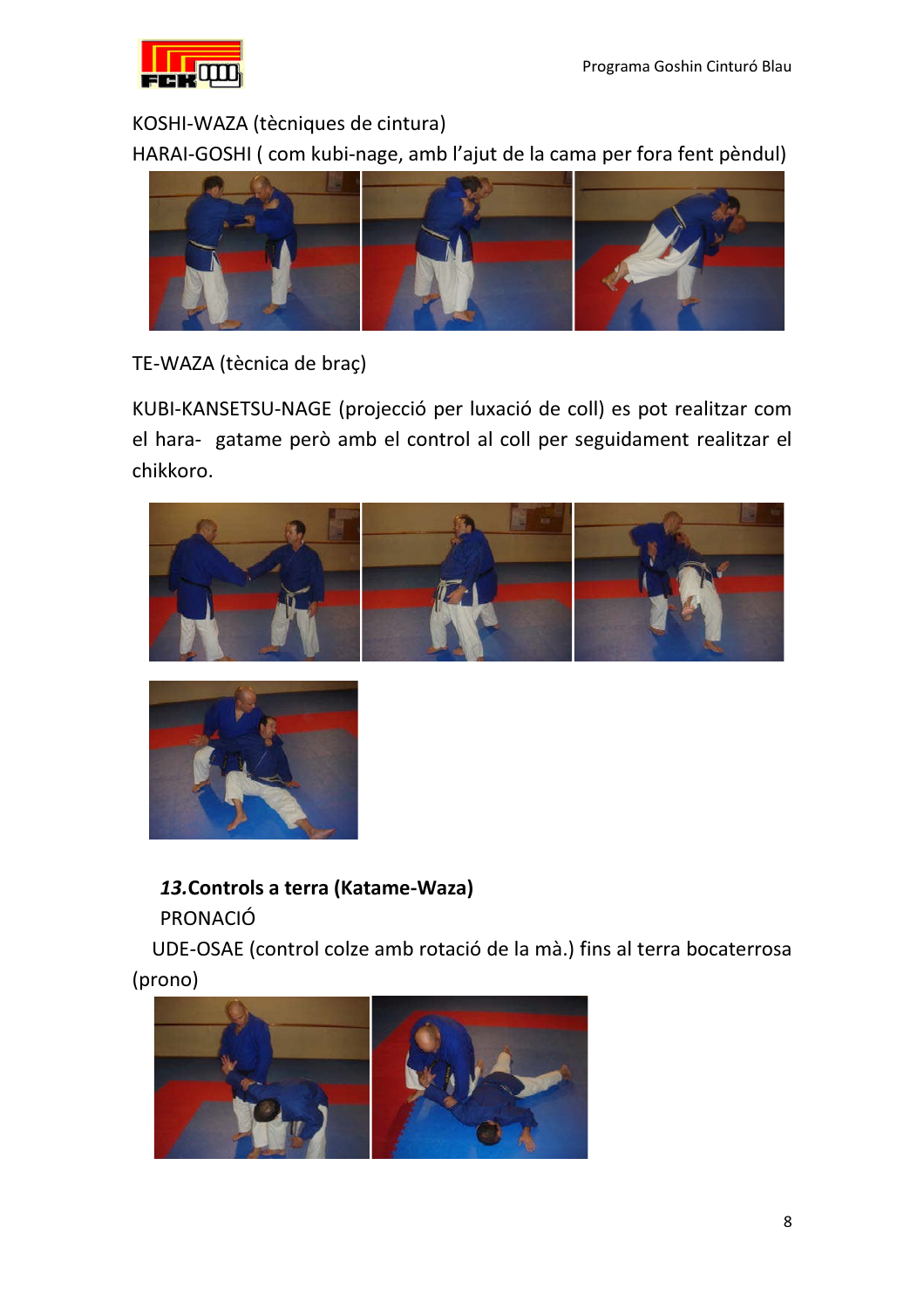KOSHI-WAZA (tècniques de cintura)

HARAI-GOSHI ( com kubi-nage, amb l'ajut de la cama per fora fent pèndul)

TE-WAZA (tècnica de braç)

KUBI-KANSETSU-NAGE (projecció per luxació de coll) es pot realitzar com el hara- gatame però amb el control al coll per seguidament realitzar el chikkoro.

### *13.* Controls a terra (Katame-Waza)

PRONACIÓ

UDE-OSAE (control colze amb rotació de la mà.) fins al terra bocaterrosa (prono)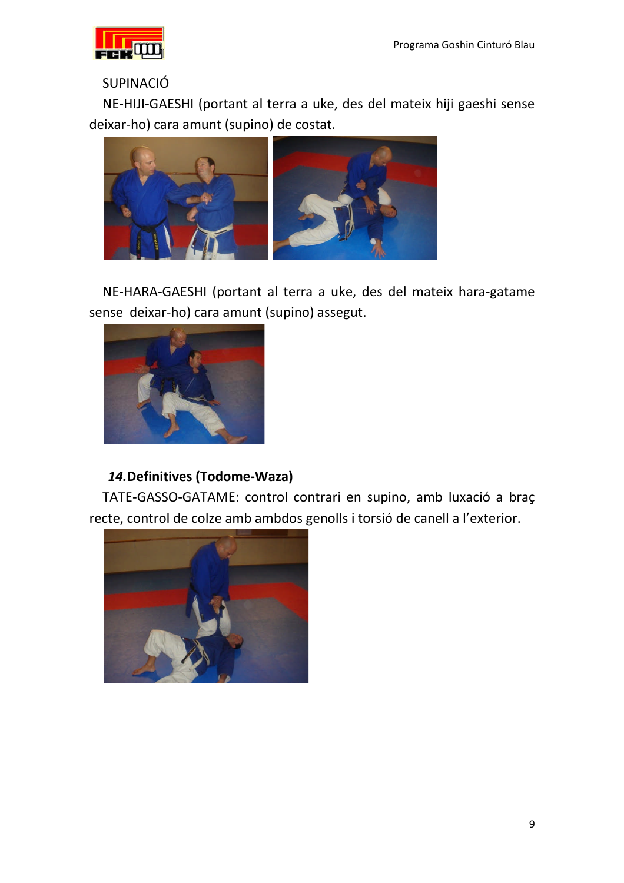SUPINACIÓ

NE-HIJI-GAESHI (portant al terra a uke, des del mateix hiji gaeshi sense deixar-ho) cara amunt (supino) de costat.

NE-HARA-GAESHI (portant al terra a uke, des del mateix hara-gatame sense deixar-ho) cara amunt (supino) assegut.

### ***14.*** **Definitives (Todome-Waza)**

TATE-GASSO-GATAME: control contrari en supino, amb luxació a braç recte, control de colze amb ambdos genolls i torsió de canell a l'exterior.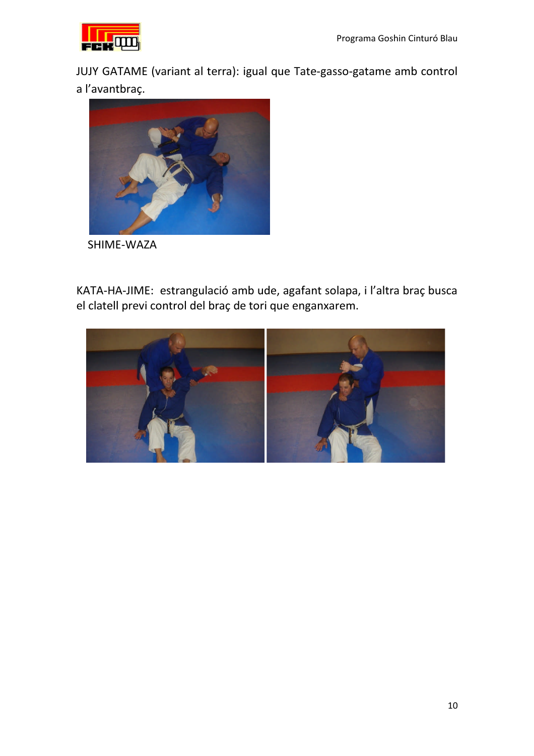JUJY GATAME (variant al terra): igual que Tate-gasso-gatame amb control a l'avantbraç.

SHIME-WAZA

KATA-HA-JIME: estrangulació amb ude, agafant solapa, i l'altra braç busca el clatell previ control del braç de tori que enganxarem.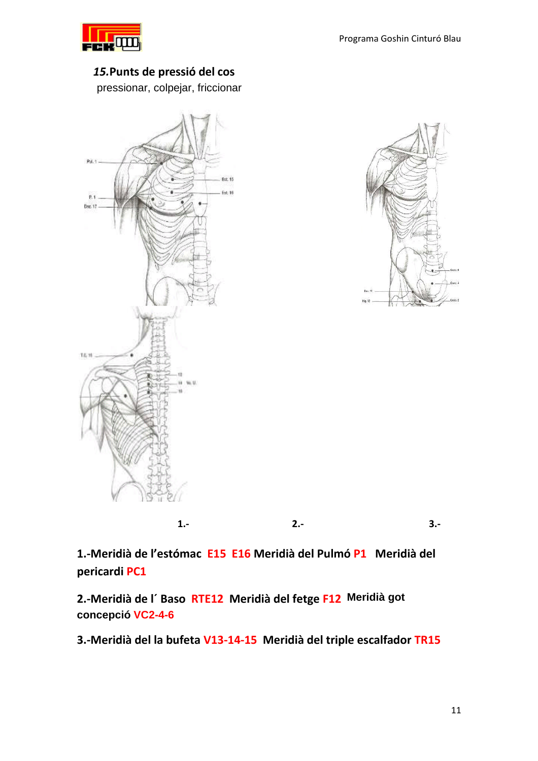## *15.* Punts de pressió del cos

pressionar, colpejar, friccionar

1.- 2.- 3.-

**1.-Meridià de l'estómac E15 E16 Meridià del Pulmó P1 Meridià del pericardi PC1**

**2.-Meridià de l´ Baso RTE12 Meridià del fetge F12 Meridià got concepció VC2-4-6**

**3.-Meridià del la bufeta V13-14-15 Meridià del triple escalfador TR15**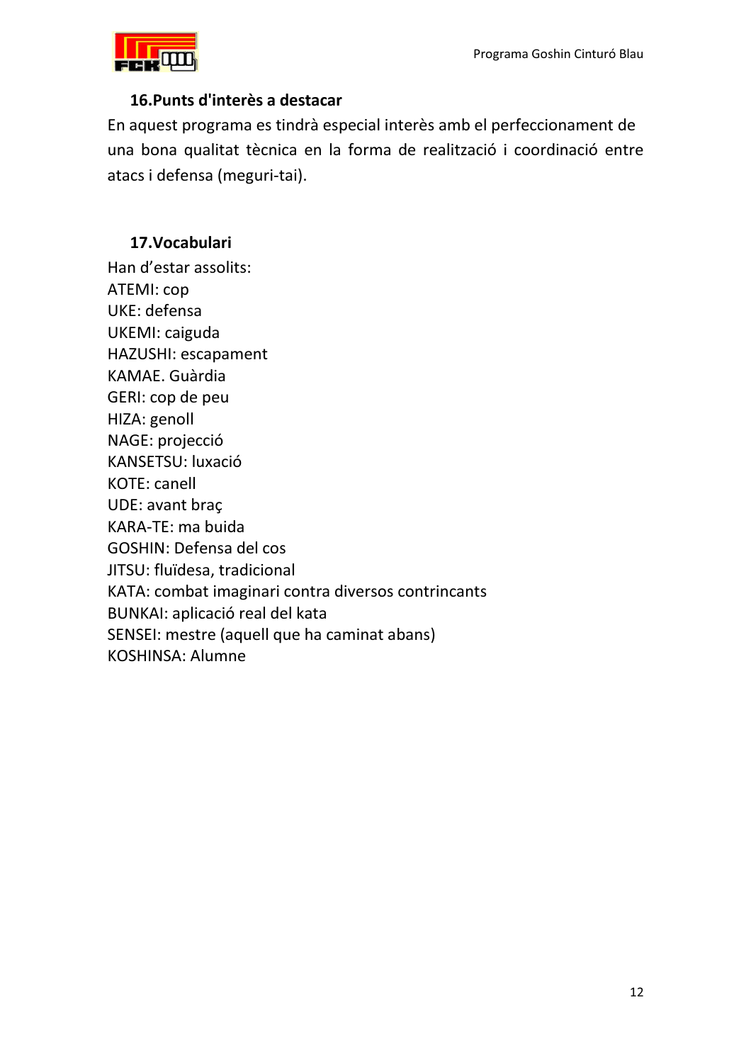## 16. Punts d'interès a destacar

En aquest programa es tindrà especial interès amb el perfeccionament de una bona qualitat tècnica en la forma de realització i coordinació entre atacs i defensa (meguri-tai).

## 17. Vocabulari

Han d'estar assolits:
ATEMI: cop
UKE: defensa
UKEMI: caiguda
HAZUSHI: escapament
KAMAE. Guàrdia
GERI: cop de peu
HIZA: genoll
NAGE: projecció
KANSETSU: luxació
KOTE: canell
UDE: avant braç
KARA-TE: ma buida
GOSHIN: Defensa del cos
JITSU: fluïdesa, tradicional
KATA: combat imaginari contra diversos contrincants
BUNKAI: aplicació real del kata
SENSEI: mestre (aquell que ha caminat abans)
KOSHINSA: Alumne